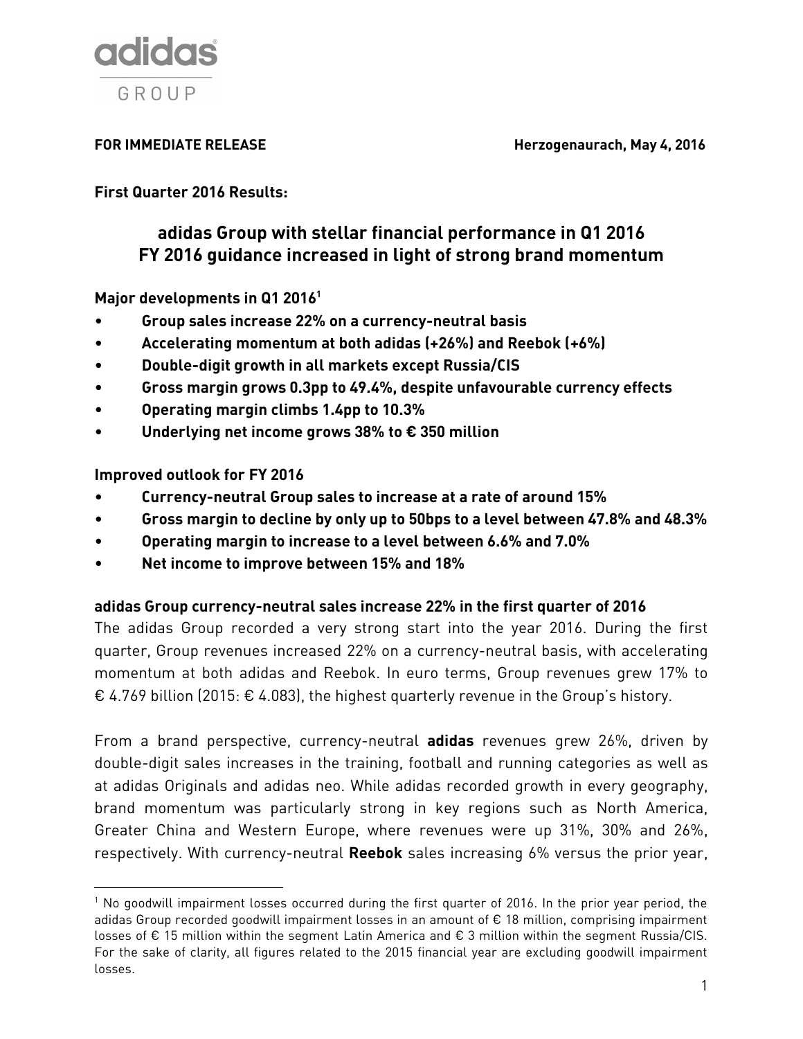adidas GROUP

**FOR IMMEDIATE RELEASE** **Herzogenaurach, May 4, 2016**

**First Quarter 2016 Results:**

## adidas Group with stellar financial performance in Q1 2016
## FY 2016 guidance increased in light of strong brand momentum

**Major developments in Q1 2016[1]**

- **Group sales increase 22% on a currency-neutral basis**
- **Accelerating momentum at both adidas (+26%) and Reebok (+6%)**
- **Double-digit growth in all markets except Russia/CIS**
- **Gross margin grows 0.3pp to 49.4%, despite unfavourable currency effects**
- **Operating margin climbs 1.4pp to 10.3%**
- **Underlying net income grows 38% to € 350 million**

**Improved outlook for FY 2016**

- **Currency-neutral Group sales to increase at a rate of around 15%**
- **Gross margin to decline by only up to 50bps to a level between 47.8% and 48.3%**
- **Operating margin to increase to a level between 6.6% and 7.0%**
- **Net income to improve between 15% and 18%**

**adidas Group currency-neutral sales increase 22% in the first quarter of 2016**

The adidas Group recorded a very strong start into the year 2016. During the first quarter, Group revenues increased 22% on a currency-neutral basis, with accelerating momentum at both adidas and Reebok. In euro terms, Group revenues grew 17% to € 4.769 billion (2015: € 4.083), the highest quarterly revenue in the Group's history.

From a brand perspective, currency-neutral **adidas** revenues grew 26%, driven by double-digit sales increases in the training, football and running categories as well as at adidas Originals and adidas neo. While adidas recorded growth in every geography, brand momentum was particularly strong in key regions such as North America, Greater China and Western Europe, where revenues were up 31%, 30% and 26%, respectively. With currency-neutral **Reebok** sales increasing 6% versus the prior year,

[1] No goodwill impairment losses occurred during the first quarter of 2016. In the prior year period, the adidas Group recorded goodwill impairment losses in an amount of € 18 million, comprising impairment losses of € 15 million within the segment Latin America and € 3 million within the segment Russia/CIS. For the sake of clarity, all figures related to the 2015 financial year are excluding goodwill impairment losses.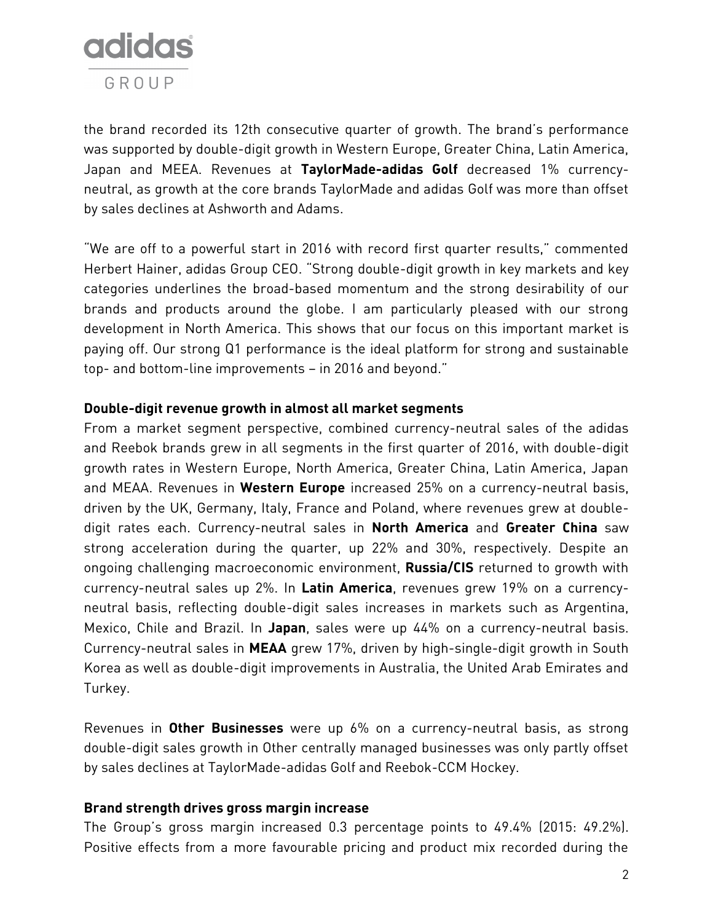the brand recorded its 12th consecutive quarter of growth. The brand's performance was supported by double-digit growth in Western Europe, Greater China, Latin America, Japan and MEEA. Revenues at **TaylorMade-adidas Golf** decreased 1% currency-neutral, as growth at the core brands TaylorMade and adidas Golf was more than offset by sales declines at Ashworth and Adams.

"We are off to a powerful start in 2016 with record first quarter results," commented Herbert Hainer, adidas Group CEO. "Strong double-digit growth in key markets and key categories underlines the broad-based momentum and the strong desirability of our brands and products around the globe. I am particularly pleased with our strong development in North America. This shows that our focus on this important market is paying off. Our strong Q1 performance is the ideal platform for strong and sustainable top- and bottom-line improvements – in 2016 and beyond."

**Double-digit revenue growth in almost all market segments**

From a market segment perspective, combined currency-neutral sales of the adidas and Reebok brands grew in all segments in the first quarter of 2016, with double-digit growth rates in Western Europe, North America, Greater China, Latin America, Japan and MEAA. Revenues in **Western Europe** increased 25% on a currency-neutral basis, driven by the UK, Germany, Italy, France and Poland, where revenues grew at double-digit rates each. Currency-neutral sales in **North America** and **Greater China** saw strong acceleration during the quarter, up 22% and 30%, respectively. Despite an ongoing challenging macroeconomic environment, **Russia/CIS** returned to growth with currency-neutral sales up 2%. In **Latin America**, revenues grew 19% on a currency-neutral basis, reflecting double-digit sales increases in markets such as Argentina, Mexico, Chile and Brazil. In **Japan**, sales were up 44% on a currency-neutral basis. Currency-neutral sales in **MEAA** grew 17%, driven by high-single-digit growth in South Korea as well as double-digit improvements in Australia, the United Arab Emirates and Turkey.

Revenues in **Other Businesses** were up 6% on a currency-neutral basis, as strong double-digit sales growth in Other centrally managed businesses was only partly offset by sales declines at TaylorMade-adidas Golf and Reebok-CCM Hockey.

**Brand strength drives gross margin increase**

The Group's gross margin increased 0.3 percentage points to 49.4% (2015: 49.2%). Positive effects from a more favourable pricing and product mix recorded during the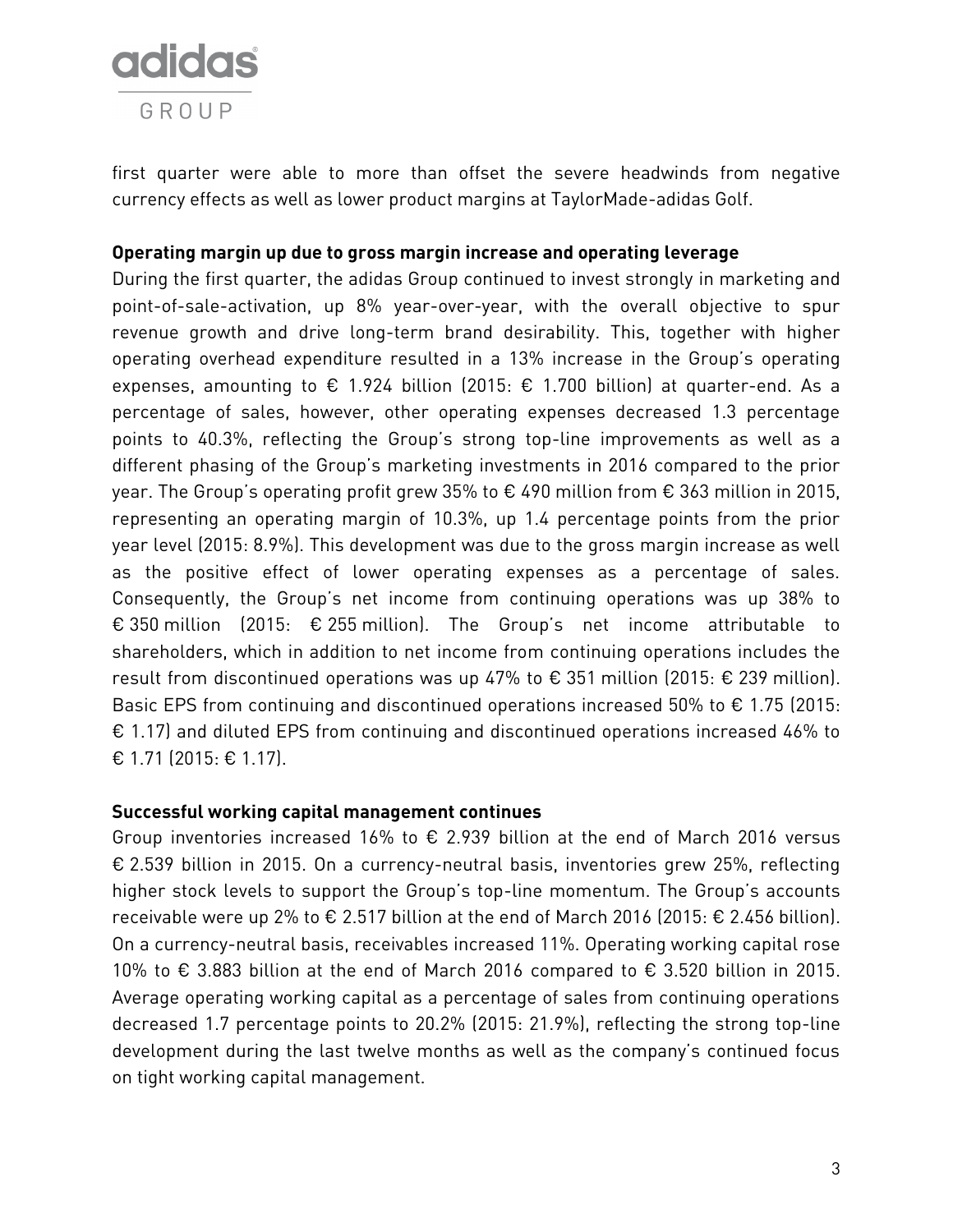first quarter were able to more than offset the severe headwinds from negative currency effects as well as lower product margins at TaylorMade-adidas Golf.

**Operating margin up due to gross margin increase and operating leverage**

During the first quarter, the adidas Group continued to invest strongly in marketing and point-of-sale-activation, up 8% year-over-year, with the overall objective to spur revenue growth and drive long-term brand desirability. This, together with higher operating overhead expenditure resulted in a 13% increase in the Group's operating expenses, amounting to € 1.924 billion (2015: € 1.700 billion) at quarter-end. As a percentage of sales, however, other operating expenses decreased 1.3 percentage points to 40.3%, reflecting the Group's strong top-line improvements as well as a different phasing of the Group's marketing investments in 2016 compared to the prior year. The Group's operating profit grew 35% to € 490 million from € 363 million in 2015, representing an operating margin of 10.3%, up 1.4 percentage points from the prior year level (2015: 8.9%). This development was due to the gross margin increase as well as the positive effect of lower operating expenses as a percentage of sales. Consequently, the Group's net income from continuing operations was up 38% to € 350 million (2015: € 255 million). The Group's net income attributable to shareholders, which in addition to net income from continuing operations includes the result from discontinued operations was up 47% to € 351 million (2015: € 239 million). Basic EPS from continuing and discontinued operations increased 50% to € 1.75 (2015: € 1.17) and diluted EPS from continuing and discontinued operations increased 46% to € 1.71 (2015: € 1.17).

**Successful working capital management continues**

Group inventories increased 16% to € 2.939 billion at the end of March 2016 versus € 2.539 billion in 2015. On a currency-neutral basis, inventories grew 25%, reflecting higher stock levels to support the Group's top-line momentum. The Group's accounts receivable were up 2% to € 2.517 billion at the end of March 2016 (2015: € 2.456 billion). On a currency-neutral basis, receivables increased 11%. Operating working capital rose 10% to € 3.883 billion at the end of March 2016 compared to € 3.520 billion in 2015. Average operating working capital as a percentage of sales from continuing operations decreased 1.7 percentage points to 20.2% (2015: 21.9%), reflecting the strong top-line development during the last twelve months as well as the company's continued focus on tight working capital management.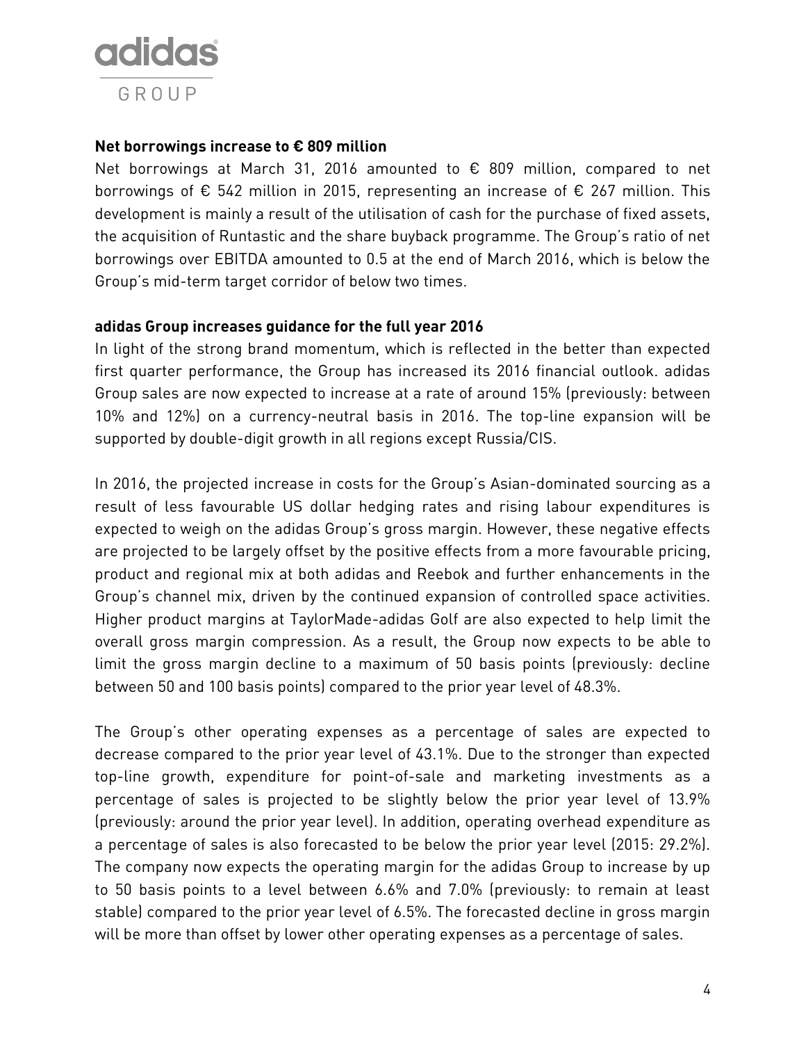**Net borrowings increase to € 809 million**

Net borrowings at March 31, 2016 amounted to € 809 million, compared to net borrowings of € 542 million in 2015, representing an increase of € 267 million. This development is mainly a result of the utilisation of cash for the purchase of fixed assets, the acquisition of Runtastic and the share buyback programme. The Group's ratio of net borrowings over EBITDA amounted to 0.5 at the end of March 2016, which is below the Group's mid-term target corridor of below two times.

**adidas Group increases guidance for the full year 2016**

In light of the strong brand momentum, which is reflected in the better than expected first quarter performance, the Group has increased its 2016 financial outlook. adidas Group sales are now expected to increase at a rate of around 15% (previously: between 10% and 12%) on a currency-neutral basis in 2016. The top-line expansion will be supported by double-digit growth in all regions except Russia/CIS.

In 2016, the projected increase in costs for the Group's Asian-dominated sourcing as a result of less favourable US dollar hedging rates and rising labour expenditures is expected to weigh on the adidas Group's gross margin. However, these negative effects are projected to be largely offset by the positive effects from a more favourable pricing, product and regional mix at both adidas and Reebok and further enhancements in the Group's channel mix, driven by the continued expansion of controlled space activities. Higher product margins at TaylorMade-adidas Golf are also expected to help limit the overall gross margin compression. As a result, the Group now expects to be able to limit the gross margin decline to a maximum of 50 basis points (previously: decline between 50 and 100 basis points) compared to the prior year level of 48.3%.

The Group's other operating expenses as a percentage of sales are expected to decrease compared to the prior year level of 43.1%. Due to the stronger than expected top-line growth, expenditure for point-of-sale and marketing investments as a percentage of sales is projected to be slightly below the prior year level of 13.9% (previously: around the prior year level). In addition, operating overhead expenditure as a percentage of sales is also forecasted to be below the prior year level (2015: 29.2%). The company now expects the operating margin for the adidas Group to increase by up to 50 basis points to a level between 6.6% and 7.0% (previously: to remain at least stable) compared to the prior year level of 6.5%. The forecasted decline in gross margin will be more than offset by lower other operating expenses as a percentage of sales.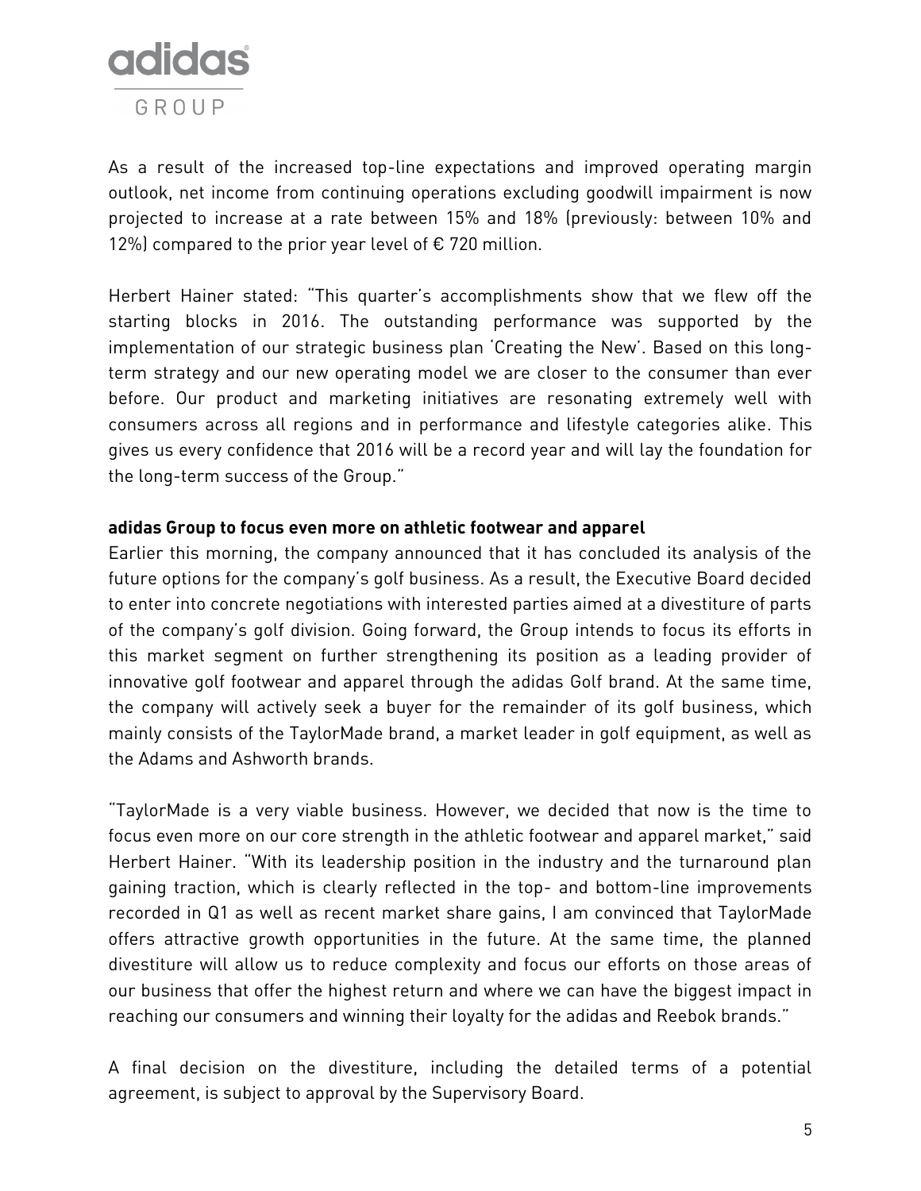As a result of the increased top-line expectations and improved operating margin outlook, net income from continuing operations excluding goodwill impairment is now projected to increase at a rate between 15% and 18% (previously: between 10% and 12%) compared to the prior year level of € 720 million.

Herbert Hainer stated: "This quarter's accomplishments show that we flew off the starting blocks in 2016. The outstanding performance was supported by the implementation of our strategic business plan 'Creating the New'. Based on this long-term strategy and our new operating model we are closer to the consumer than ever before. Our product and marketing initiatives are resonating extremely well with consumers across all regions and in performance and lifestyle categories alike. This gives us every confidence that 2016 will be a record year and will lay the foundation for the long-term success of the Group."

**adidas Group to focus even more on athletic footwear and apparel**

Earlier this morning, the company announced that it has concluded its analysis of the future options for the company's golf business. As a result, the Executive Board decided to enter into concrete negotiations with interested parties aimed at a divestiture of parts of the company's golf division. Going forward, the Group intends to focus its efforts in this market segment on further strengthening its position as a leading provider of innovative golf footwear and apparel through the adidas Golf brand. At the same time, the company will actively seek a buyer for the remainder of its golf business, which mainly consists of the TaylorMade brand, a market leader in golf equipment, as well as the Adams and Ashworth brands.

"TaylorMade is a very viable business. However, we decided that now is the time to focus even more on our core strength in the athletic footwear and apparel market," said Herbert Hainer. "With its leadership position in the industry and the turnaround plan gaining traction, which is clearly reflected in the top- and bottom-line improvements recorded in Q1 as well as recent market share gains, I am convinced that TaylorMade offers attractive growth opportunities in the future. At the same time, the planned divestiture will allow us to reduce complexity and focus our efforts on those areas of our business that offer the highest return and where we can have the biggest impact in reaching our consumers and winning their loyalty for the adidas and Reebok brands."

A final decision on the divestiture, including the detailed terms of a potential agreement, is subject to approval by the Supervisory Board.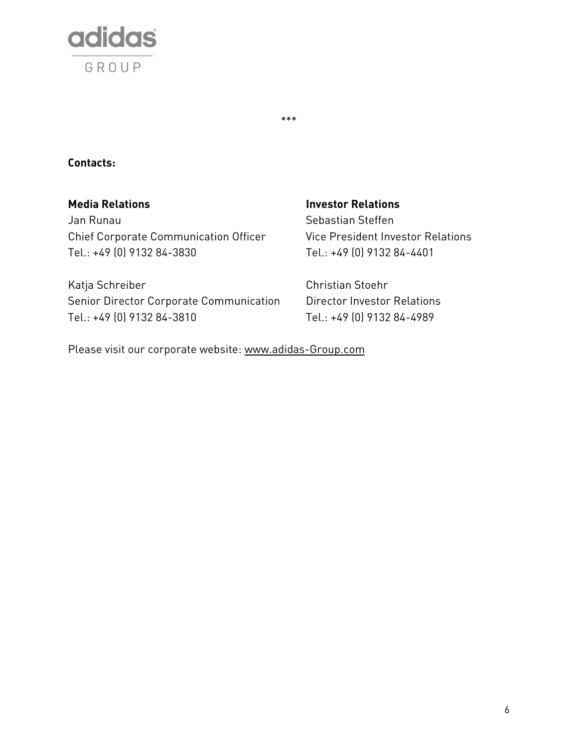***

**Contacts:**

**Media Relations**
Jan Runau
Chief Corporate Communication Officer
Tel.: +49 (0) 9132 84-3830

Katja Schreiber
Senior Director Corporate Communication
Tel.: +49 (0) 9132 84-3810

**Investor Relations**
Sebastian Steffen
Vice President Investor Relations
Tel.: +49 (0) 9132 84-4401

Christian Stoehr
Director Investor Relations
Tel.: +49 (0) 9132 84-4989

Please visit our corporate website: www.adidas-Group.com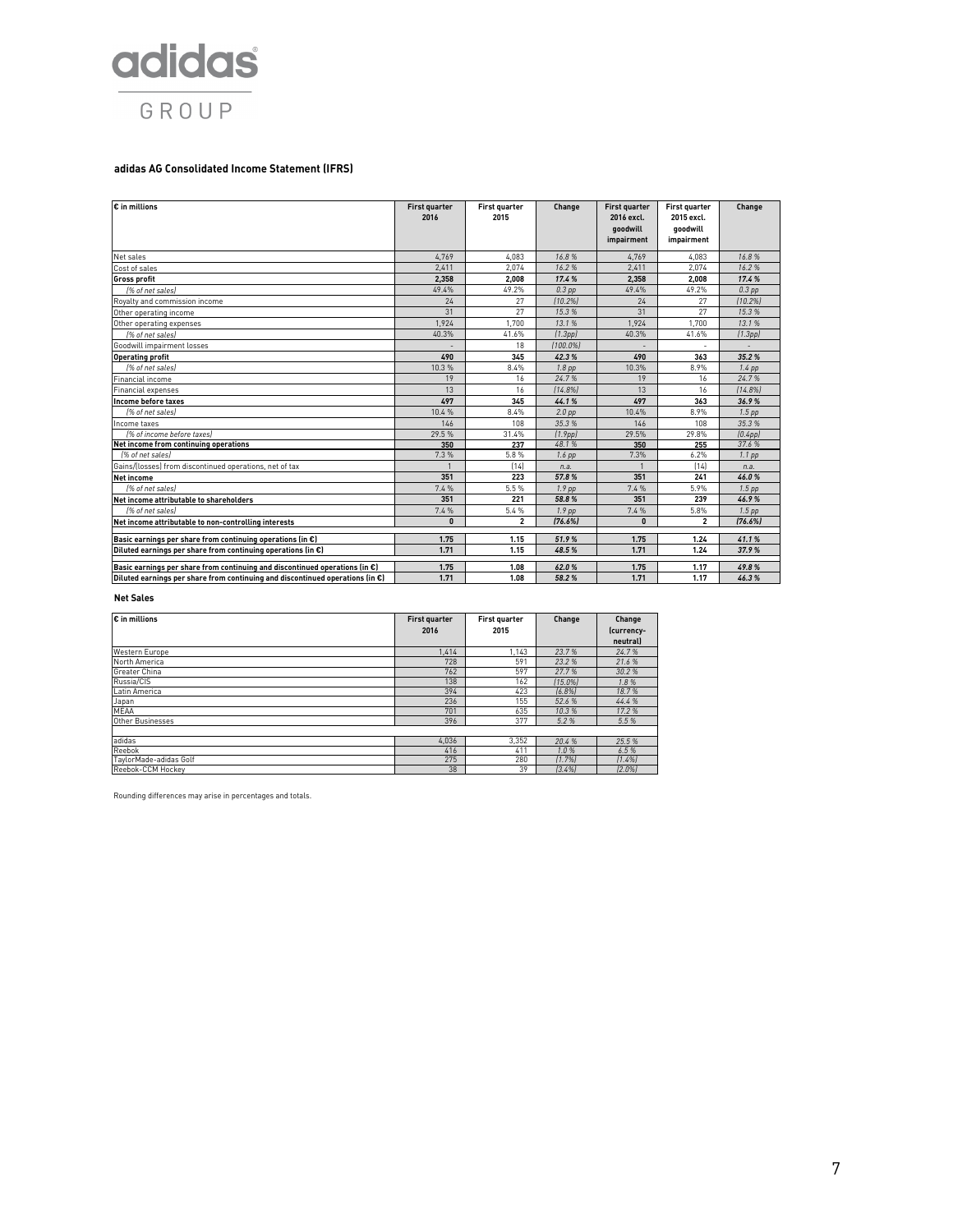**adidas GROUP**

### adidas AG Consolidated Income Statement (IFRS)

| € in millions | First quarter 2016 | First quarter 2015 | Change | First quarter 2016 excl. goodwill impairment | First quarter 2015 excl. goodwill impairment | Change |
|---|---|---|---|---|---|---|
| Net sales | 4,769 | 4,083 | 16.8 % | 4,769 | 4,083 | 16.8 % |
| Cost of sales | 2,411 | 2,074 | 16.2 % | 2,411 | 2,074 | 16.2 % |
| **Gross profit** | **2,358** | **2,008** | **17.4 %** | **2,358** | **2,008** | **17.4 %** |
| *(% of net sales)* | 49.4% | 49.2% | *0.3 pp* | 49.4% | 49.2% | *0.3 pp* |
| Royalty and commission income | 24 | 27 | (10.2%) | 24 | 27 | (10.2%) |
| Other operating income | 31 | 27 | 15.3 % | 31 | 27 | 15.3 % |
| Other operating expenses | 1,924 | 1,700 | 13.1 % | 1,924 | 1,700 | 13.1 % |
| *(% of net sales)* | 40.3% | 41.6% | *(1.3pp)* | 40.3% | 41.6% | *(1.3pp)* |
| Goodwill impairment losses | - | 18 | (100.0%) | - | - | - |
| **Operating profit** | **490** | **345** | **42.3 %** | **490** | **363** | **35.2 %** |
| *(% of net sales)* | 10.3 % | 8.4% | *1.8 pp* | 10.3% | 8.9% | *1.4 pp* |
| Financial income | 19 | 16 | 24.7 % | 19 | 16 | 24.7 % |
| Financial expenses | 13 | 16 | (14.8%) | 13 | 16 | (14.8%) |
| **Income before taxes** | **497** | **345** | **44.1 %** | **497** | **363** | **36.9 %** |
| *(% of net sales)* | 10.4 % | 8.4% | *2.0 pp* | 10.4% | 8.9% | *1.5 pp* |
| Income taxes | 146 | 108 | 35.3 % | 146 | 108 | 35.3 % |
| *(% of income before taxes)* | 29.5 % | 31.4% | *(1.9pp)* | 29.5% | 29.8% | *(0.4pp)* |
| **Net income from continuing operations** | **350** | **237** | 48.1 % | **350** | **255** | 37.6 % |
| *(% of net sales)* | 7.3 % | 5.8 % | *1.6 pp* | 7.3% | 6.2% | *1.1 pp* |
| Gains/(losses) from discontinued operations, net of tax | 1 | (14) | n.a. | 1 | (14) | n.a. |
| **Net income** | **351** | **223** | **57.8 %** | **351** | **241** | **46.0 %** |
| *(% of net sales)* | 7.4 % | 5.5 % | *1.9 pp* | 7.4 % | 5.9% | *1.5 pp* |
| **Net income attributable to shareholders** | **351** | **221** | **58.8 %** | **351** | **239** | **46.9 %** |
| *(% of net sales)* | 7.4 % | 5.4 % | *1.9 pp* | 7.4 % | 5.8% | *1.5 pp* |
| **Net income attributable to non-controlling interests** | **0** | **2** | **(76.6%)** | **0** | **2** | **(76.6%)** |
| **Basic earnings per share from continuing operations (in €)** | **1.75** | **1.15** | **51.9 %** | **1.75** | **1.24** | **41.1 %** |
| **Diluted earnings per share from continuing operations (in €)** | **1.71** | **1.15** | **48.5 %** | **1.71** | **1.24** | **37.9 %** |
| **Basic earnings per share from continuing and discontinued operations (in €)** | **1.75** | **1.08** | **62.0 %** | **1.75** | **1.17** | **49.8 %** |
| **Diluted earnings per share from continuing and discontinued operations (in €)** | **1.71** | **1.08** | **58.2 %** | **1.71** | **1.17** | **46.3 %** |

### Net Sales

| € in millions | First quarter 2016 | First quarter 2015 | Change | Change (currency-neutral) |
|---|---|---|---|---|
| Western Europe | 1,414 | 1,143 | 23.7 % | 24.7 % |
| North America | 728 | 591 | 23.2 % | 21.6 % |
| Greater China | 762 | 597 | 27.7 % | 30.2 % |
| Russia/CIS | 138 | 162 | (15.0%) | 1.8 % |
| Latin America | 394 | 423 | (6.8%) | 18.7 % |
| Japan | 236 | 155 | 52.6 % | 44.4 % |
| MEAA | 701 | 635 | 10.3 % | 17.2 % |
| Other Businesses | 396 | 377 | 5.2 % | 5.5 % |
| | | | | |
| adidas | 4,036 | 3,352 | 20.4 % | 25.5 % |
| Reebok | 416 | 411 | 1.0 % | 6.5 % |
| TaylorMade-adidas Golf | 275 | 280 | (1.7%) | (1.4%) |
| Reebok-CCM Hockey | 38 | 39 | (3.4%) | (2.0%) |

Rounding differences may arise in percentages and totals.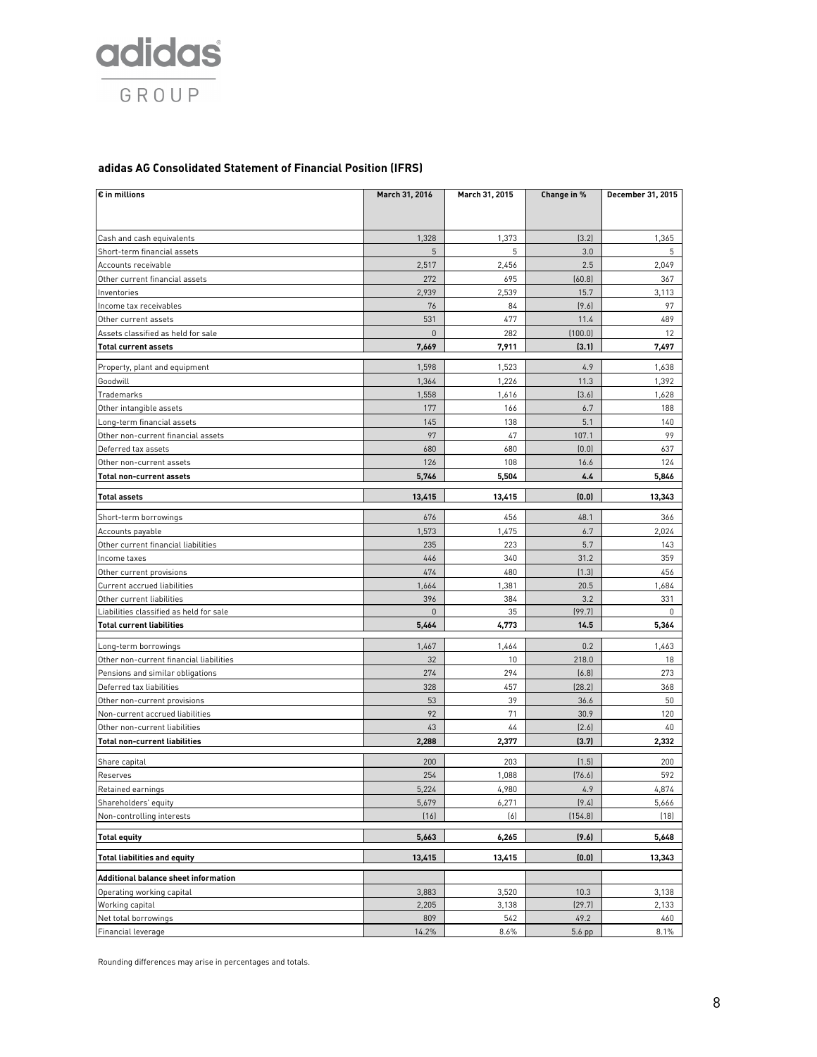## adidas AG Consolidated Statement of Financial Position (IFRS)

| € in millions | March 31, 2016 | March 31, 2015 | Change in % | December 31, 2015 |
|---|---|---|---|---|
| Cash and cash equivalents | 1,328 | 1,373 | (3.2) | 1,365 |
| Short-term financial assets | 5 | 5 | 3.0 | 5 |
| Accounts receivable | 2,517 | 2,456 | 2.5 | 2,049 |
| Other current financial assets | 272 | 695 | (60.8) | 367 |
| Inventories | 2,939 | 2,539 | 15.7 | 3,113 |
| Income tax receivables | 76 | 84 | (9.6) | 97 |
| Other current assets | 531 | 477 | 11.4 | 489 |
| Assets classified as held for sale | 0 | 282 | (100.0) | 12 |
| **Total current assets** | **7,669** | **7,911** | **(3.1)** | **7,497** |
| Property, plant and equipment | 1,598 | 1,523 | 4.9 | 1,638 |
| Goodwill | 1,364 | 1,226 | 11.3 | 1,392 |
| Trademarks | 1,558 | 1,616 | (3.6) | 1,628 |
| Other intangible assets | 177 | 166 | 6.7 | 188 |
| Long-term financial assets | 145 | 138 | 5.1 | 140 |
| Other non-current financial assets | 97 | 47 | 107.1 | 99 |
| Deferred tax assets | 680 | 680 | (0.0) | 637 |
| Other non-current assets | 126 | 108 | 16.6 | 124 |
| **Total non-current assets** | **5,746** | **5,504** | **4.4** | **5,846** |
| **Total assets** | **13,415** | **13,415** | **(0.0)** | **13,343** |
| Short-term borrowings | 676 | 456 | 48.1 | 366 |
| Accounts payable | 1,573 | 1,475 | 6.7 | 2,024 |
| Other current financial liabilities | 235 | 223 | 5.7 | 143 |
| Income taxes | 446 | 340 | 31.2 | 359 |
| Other current provisions | 474 | 480 | (1.3) | 456 |
| Current accrued liabilities | 1,664 | 1,381 | 20.5 | 1,684 |
| Other current liabilities | 396 | 384 | 3.2 | 331 |
| Liabilities classified as held for sale | 0 | 35 | (99.7) | 0 |
| **Total current liabilities** | **5,464** | **4,773** | **14.5** | **5,364** |
| Long-term borrowings | 1,467 | 1,464 | 0.2 | 1,463 |
| Other non-current financial liabilities | 32 | 10 | 218.0 | 18 |
| Pensions and similar obligations | 274 | 294 | (6.8) | 273 |
| Deferred tax liabilities | 328 | 457 | (28.2) | 368 |
| Other non-current provisions | 53 | 39 | 36.6 | 50 |
| Non-current accrued liabilities | 92 | 71 | 30.9 | 120 |
| Other non-current liabilities | 43 | 44 | (2.6) | 40 |
| **Total non-current liabilities** | **2,288** | **2,377** | **(3.7)** | **2,332** |
| Share capital | 200 | 203 | (1.5) | 200 |
| Reserves | 254 | 1,088 | (76.6) | 592 |
| Retained earnings | 5,224 | 4,980 | 4.9 | 4,874 |
| Shareholders' equity | 5,679 | 6,271 | (9.4) | 5,666 |
| Non-controlling interests | (16) | (6) | (154.8) | (18) |
| **Total equity** | **5,663** | **6,265** | **(9.6)** | **5,648** |
| **Total liabilities and equity** | **13,415** | **13,415** | **(0.0)** | **13,343** |
| **Additional balance sheet information** | | | | |
| Operating working capital | 3,883 | 3,520 | 10.3 | 3,138 |
| Working capital | 2,205 | 3,138 | (29.7) | 2,133 |
| Net total borrowings | 809 | 542 | 49.2 | 460 |
| Financial leverage | 14.2% | 8.6% | 5.6 pp | 8.1% |

Rounding differences may arise in percentages and totals.